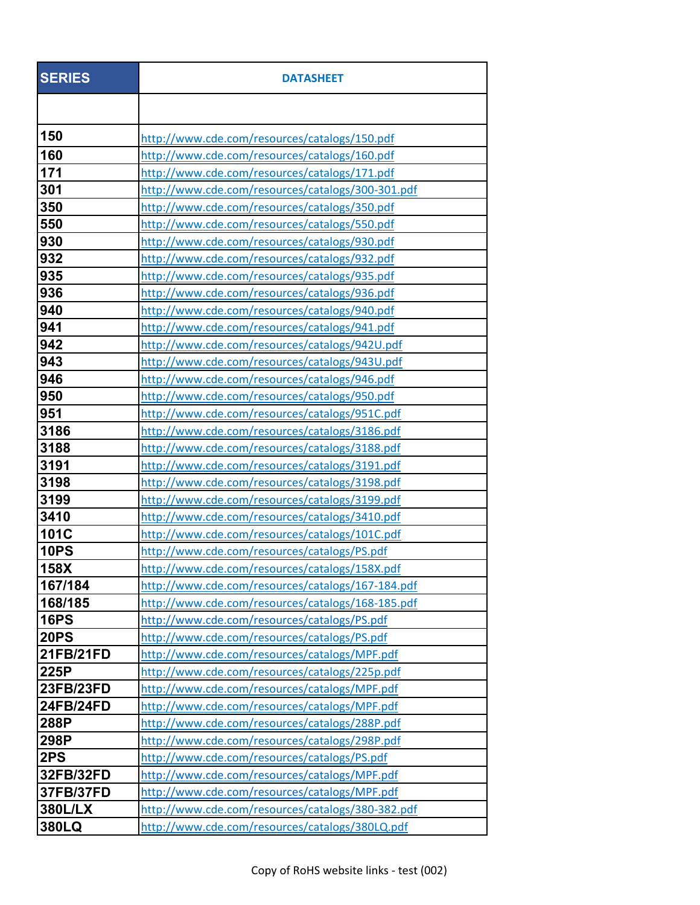| SERIES | DATASHEET |
|---|---|
| | |
| 150 | http://www.cde.com/resources/catalogs/150.pdf |
| 160 | http://www.cde.com/resources/catalogs/160.pdf |
| 171 | http://www.cde.com/resources/catalogs/171.pdf |
| 301 | http://www.cde.com/resources/catalogs/300-301.pdf |
| 350 | http://www.cde.com/resources/catalogs/350.pdf |
| 550 | http://www.cde.com/resources/catalogs/550.pdf |
| 930 | http://www.cde.com/resources/catalogs/930.pdf |
| 932 | http://www.cde.com/resources/catalogs/932.pdf |
| 935 | http://www.cde.com/resources/catalogs/935.pdf |
| 936 | http://www.cde.com/resources/catalogs/936.pdf |
| 940 | http://www.cde.com/resources/catalogs/940.pdf |
| 941 | http://www.cde.com/resources/catalogs/941.pdf |
| 942 | http://www.cde.com/resources/catalogs/942U.pdf |
| 943 | http://www.cde.com/resources/catalogs/943U.pdf |
| 946 | http://www.cde.com/resources/catalogs/946.pdf |
| 950 | http://www.cde.com/resources/catalogs/950.pdf |
| 951 | http://www.cde.com/resources/catalogs/951C.pdf |
| 3186 | http://www.cde.com/resources/catalogs/3186.pdf |
| 3188 | http://www.cde.com/resources/catalogs/3188.pdf |
| 3191 | http://www.cde.com/resources/catalogs/3191.pdf |
| 3198 | http://www.cde.com/resources/catalogs/3198.pdf |
| 3199 | http://www.cde.com/resources/catalogs/3199.pdf |
| 3410 | http://www.cde.com/resources/catalogs/3410.pdf |
| 101C | http://www.cde.com/resources/catalogs/101C.pdf |
| 10PS | http://www.cde.com/resources/catalogs/PS.pdf |
| 158X | http://www.cde.com/resources/catalogs/158X.pdf |
| 167/184 | http://www.cde.com/resources/catalogs/167-184.pdf |
| 168/185 | http://www.cde.com/resources/catalogs/168-185.pdf |
| 16PS | http://www.cde.com/resources/catalogs/PS.pdf |
| 20PS | http://www.cde.com/resources/catalogs/PS.pdf |
| 21FB/21FD | http://www.cde.com/resources/catalogs/MPF.pdf |
| 225P | http://www.cde.com/resources/catalogs/225p.pdf |
| 23FB/23FD | http://www.cde.com/resources/catalogs/MPF.pdf |
| 24FB/24FD | http://www.cde.com/resources/catalogs/MPF.pdf |
| 288P | http://www.cde.com/resources/catalogs/288P.pdf |
| 298P | http://www.cde.com/resources/catalogs/298P.pdf |
| 2PS | http://www.cde.com/resources/catalogs/PS.pdf |
| 32FB/32FD | http://www.cde.com/resources/catalogs/MPF.pdf |
| 37FB/37FD | http://www.cde.com/resources/catalogs/MPF.pdf |
| 380L/LX | http://www.cde.com/resources/catalogs/380-382.pdf |
| 380LQ | http://www.cde.com/resources/catalogs/380LQ.pdf |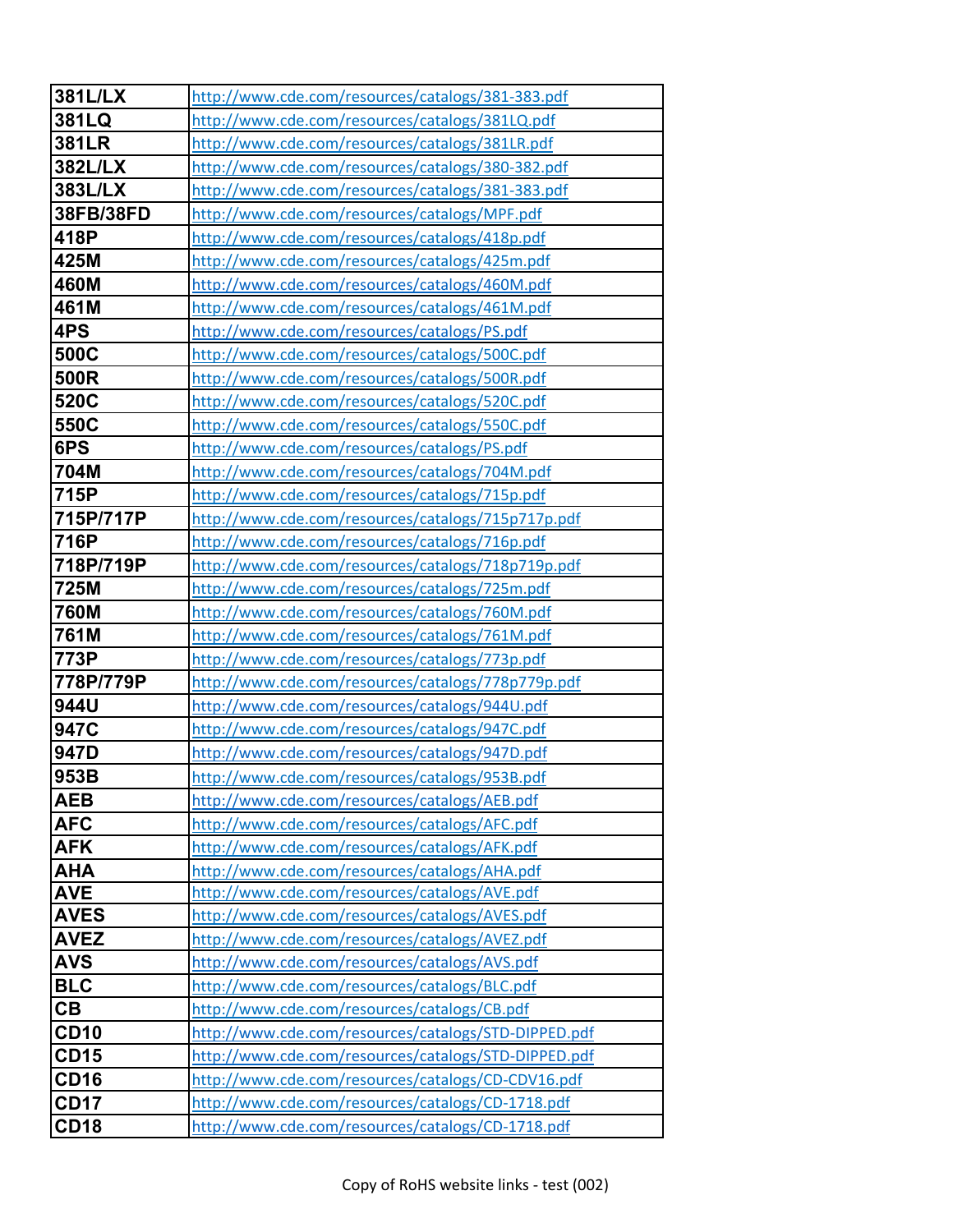| 381L/LX | http://www.cde.com/resources/catalogs/381-383.pdf |
|---|---|
| 381LQ | http://www.cde.com/resources/catalogs/381LQ.pdf |
| 381LR | http://www.cde.com/resources/catalogs/381LR.pdf |
| 382L/LX | http://www.cde.com/resources/catalogs/380-382.pdf |
| 383L/LX | http://www.cde.com/resources/catalogs/381-383.pdf |
| 38FB/38FD | http://www.cde.com/resources/catalogs/MPF.pdf |
| 418P | http://www.cde.com/resources/catalogs/418p.pdf |
| 425M | http://www.cde.com/resources/catalogs/425m.pdf |
| 460M | http://www.cde.com/resources/catalogs/460M.pdf |
| 461M | http://www.cde.com/resources/catalogs/461M.pdf |
| 4PS | http://www.cde.com/resources/catalogs/PS.pdf |
| 500C | http://www.cde.com/resources/catalogs/500C.pdf |
| 500R | http://www.cde.com/resources/catalogs/500R.pdf |
| 520C | http://www.cde.com/resources/catalogs/520C.pdf |
| 550C | http://www.cde.com/resources/catalogs/550C.pdf |
| 6PS | http://www.cde.com/resources/catalogs/PS.pdf |
| 704M | http://www.cde.com/resources/catalogs/704M.pdf |
| 715P | http://www.cde.com/resources/catalogs/715p.pdf |
| 715P/717P | http://www.cde.com/resources/catalogs/715p717p.pdf |
| 716P | http://www.cde.com/resources/catalogs/716p.pdf |
| 718P/719P | http://www.cde.com/resources/catalogs/718p719p.pdf |
| 725M | http://www.cde.com/resources/catalogs/725m.pdf |
| 760M | http://www.cde.com/resources/catalogs/760M.pdf |
| 761M | http://www.cde.com/resources/catalogs/761M.pdf |
| 773P | http://www.cde.com/resources/catalogs/773p.pdf |
| 778P/779P | http://www.cde.com/resources/catalogs/778p779p.pdf |
| 944U | http://www.cde.com/resources/catalogs/944U.pdf |
| 947C | http://www.cde.com/resources/catalogs/947C.pdf |
| 947D | http://www.cde.com/resources/catalogs/947D.pdf |
| 953B | http://www.cde.com/resources/catalogs/953B.pdf |
| AEB | http://www.cde.com/resources/catalogs/AEB.pdf |
| AFC | http://www.cde.com/resources/catalogs/AFC.pdf |
| AFK | http://www.cde.com/resources/catalogs/AFK.pdf |
| AHA | http://www.cde.com/resources/catalogs/AHA.pdf |
| AVE | http://www.cde.com/resources/catalogs/AVE.pdf |
| AVES | http://www.cde.com/resources/catalogs/AVES.pdf |
| AVEZ | http://www.cde.com/resources/catalogs/AVEZ.pdf |
| AVS | http://www.cde.com/resources/catalogs/AVS.pdf |
| BLC | http://www.cde.com/resources/catalogs/BLC.pdf |
| CB | http://www.cde.com/resources/catalogs/CB.pdf |
| CD10 | http://www.cde.com/resources/catalogs/STD-DIPPED.pdf |
| CD15 | http://www.cde.com/resources/catalogs/STD-DIPPED.pdf |
| CD16 | http://www.cde.com/resources/catalogs/CD-CDV16.pdf |
| CD17 | http://www.cde.com/resources/catalogs/CD-1718.pdf |
| CD18 | http://www.cde.com/resources/catalogs/CD-1718.pdf |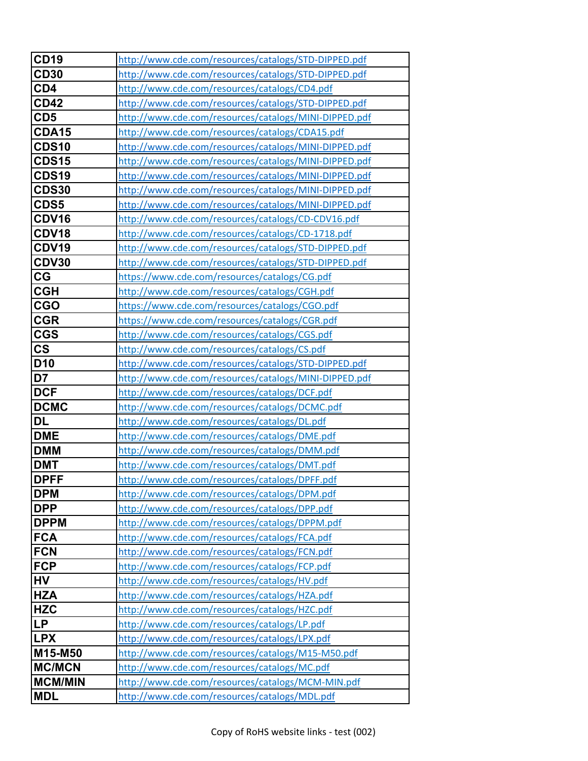| CD19 | http://www.cde.com/resources/catalogs/STD-DIPPED.pdf |
|---|---|
| CD30 | http://www.cde.com/resources/catalogs/STD-DIPPED.pdf |
| CD4 | http://www.cde.com/resources/catalogs/CD4.pdf |
| CD42 | http://www.cde.com/resources/catalogs/STD-DIPPED.pdf |
| CD5 | http://www.cde.com/resources/catalogs/MINI-DIPPED.pdf |
| CDA15 | http://www.cde.com/resources/catalogs/CDA15.pdf |
| CDS10 | http://www.cde.com/resources/catalogs/MINI-DIPPED.pdf |
| CDS15 | http://www.cde.com/resources/catalogs/MINI-DIPPED.pdf |
| CDS19 | http://www.cde.com/resources/catalogs/MINI-DIPPED.pdf |
| CDS30 | http://www.cde.com/resources/catalogs/MINI-DIPPED.pdf |
| CDS5 | http://www.cde.com/resources/catalogs/MINI-DIPPED.pdf |
| CDV16 | http://www.cde.com/resources/catalogs/CD-CDV16.pdf |
| CDV18 | http://www.cde.com/resources/catalogs/CD-1718.pdf |
| CDV19 | http://www.cde.com/resources/catalogs/STD-DIPPED.pdf |
| CDV30 | http://www.cde.com/resources/catalogs/STD-DIPPED.pdf |
| CG | https://www.cde.com/resources/catalogs/CG.pdf |
| CGH | http://www.cde.com/resources/catalogs/CGH.pdf |
| CGO | https://www.cde.com/resources/catalogs/CGO.pdf |
| CGR | https://www.cde.com/resources/catalogs/CGR.pdf |
| CGS | http://www.cde.com/resources/catalogs/CGS.pdf |
| CS | http://www.cde.com/resources/catalogs/CS.pdf |
| D10 | http://www.cde.com/resources/catalogs/STD-DIPPED.pdf |
| D7 | http://www.cde.com/resources/catalogs/MINI-DIPPED.pdf |
| DCF | http://www.cde.com/resources/catalogs/DCF.pdf |
| DCMC | http://www.cde.com/resources/catalogs/DCMC.pdf |
| DL | http://www.cde.com/resources/catalogs/DL.pdf |
| DME | http://www.cde.com/resources/catalogs/DME.pdf |
| DMM | http://www.cde.com/resources/catalogs/DMM.pdf |
| DMT | http://www.cde.com/resources/catalogs/DMT.pdf |
| DPFF | http://www.cde.com/resources/catalogs/DPFF.pdf |
| DPM | http://www.cde.com/resources/catalogs/DPM.pdf |
| DPP | http://www.cde.com/resources/catalogs/DPP.pdf |
| DPPM | http://www.cde.com/resources/catalogs/DPPM.pdf |
| FCA | http://www.cde.com/resources/catalogs/FCA.pdf |
| FCN | http://www.cde.com/resources/catalogs/FCN.pdf |
| FCP | http://www.cde.com/resources/catalogs/FCP.pdf |
| HV | http://www.cde.com/resources/catalogs/HV.pdf |
| HZA | http://www.cde.com/resources/catalogs/HZA.pdf |
| HZC | http://www.cde.com/resources/catalogs/HZC.pdf |
| LP | http://www.cde.com/resources/catalogs/LP.pdf |
| LPX | http://www.cde.com/resources/catalogs/LPX.pdf |
| M15-M50 | http://www.cde.com/resources/catalogs/M15-M50.pdf |
| MC/MCN | http://www.cde.com/resources/catalogs/MC.pdf |
| MCM/MIN | http://www.cde.com/resources/catalogs/MCM-MIN.pdf |
| MDL | http://www.cde.com/resources/catalogs/MDL.pdf |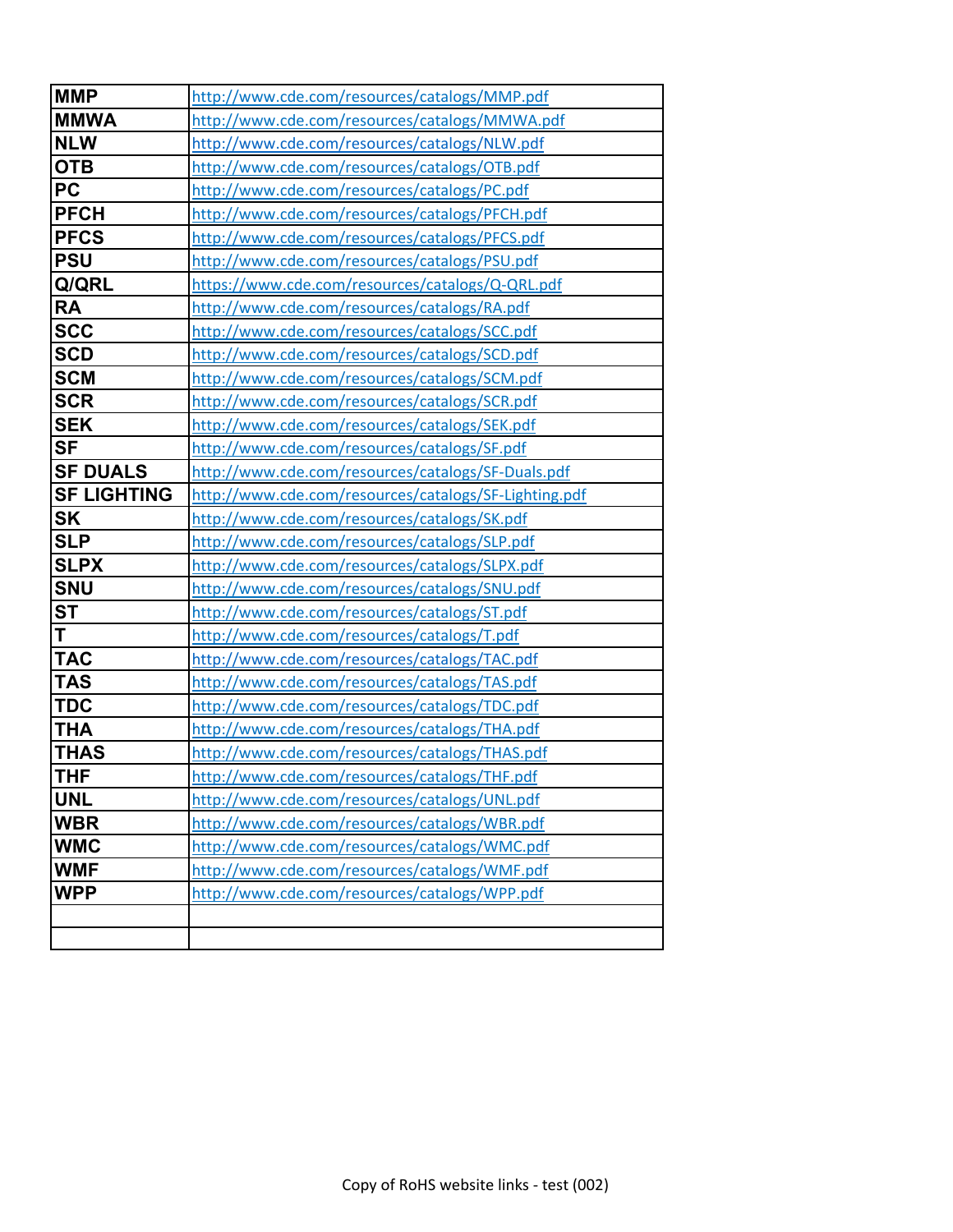| | |
|---|---|
| **MMP** | http://www.cde.com/resources/catalogs/MMP.pdf |
| **MMWA** | http://www.cde.com/resources/catalogs/MMWA.pdf |
| **NLW** | http://www.cde.com/resources/catalogs/NLW.pdf |
| **OTB** | http://www.cde.com/resources/catalogs/OTB.pdf |
| **PC** | http://www.cde.com/resources/catalogs/PC.pdf |
| **PFCH** | http://www.cde.com/resources/catalogs/PFCH.pdf |
| **PFCS** | http://www.cde.com/resources/catalogs/PFCS.pdf |
| **PSU** | http://www.cde.com/resources/catalogs/PSU.pdf |
| **Q/QRL** | https://www.cde.com/resources/catalogs/Q-QRL.pdf |
| **RA** | http://www.cde.com/resources/catalogs/RA.pdf |
| **SCC** | http://www.cde.com/resources/catalogs/SCC.pdf |
| **SCD** | http://www.cde.com/resources/catalogs/SCD.pdf |
| **SCM** | http://www.cde.com/resources/catalogs/SCM.pdf |
| **SCR** | http://www.cde.com/resources/catalogs/SCR.pdf |
| **SEK** | http://www.cde.com/resources/catalogs/SEK.pdf |
| **SF** | http://www.cde.com/resources/catalogs/SF.pdf |
| **SF DUALS** | http://www.cde.com/resources/catalogs/SF-Duals.pdf |
| **SF LIGHTING** | http://www.cde.com/resources/catalogs/SF-Lighting.pdf |
| **SK** | http://www.cde.com/resources/catalogs/SK.pdf |
| **SLP** | http://www.cde.com/resources/catalogs/SLP.pdf |
| **SLPX** | http://www.cde.com/resources/catalogs/SLPX.pdf |
| **SNU** | http://www.cde.com/resources/catalogs/SNU.pdf |
| **ST** | http://www.cde.com/resources/catalogs/ST.pdf |
| **T** | http://www.cde.com/resources/catalogs/T.pdf |
| **TAC** | http://www.cde.com/resources/catalogs/TAC.pdf |
| **TAS** | http://www.cde.com/resources/catalogs/TAS.pdf |
| **TDC** | http://www.cde.com/resources/catalogs/TDC.pdf |
| **THA** | http://www.cde.com/resources/catalogs/THA.pdf |
| **THAS** | http://www.cde.com/resources/catalogs/THAS.pdf |
| **THF** | http://www.cde.com/resources/catalogs/THF.pdf |
| **UNL** | http://www.cde.com/resources/catalogs/UNL.pdf |
| **WBR** | http://www.cde.com/resources/catalogs/WBR.pdf |
| **WMC** | http://www.cde.com/resources/catalogs/WMC.pdf |
| **WMF** | http://www.cde.com/resources/catalogs/WMF.pdf |
| **WPP** | http://www.cde.com/resources/catalogs/WPP.pdf |
| | |
| | |